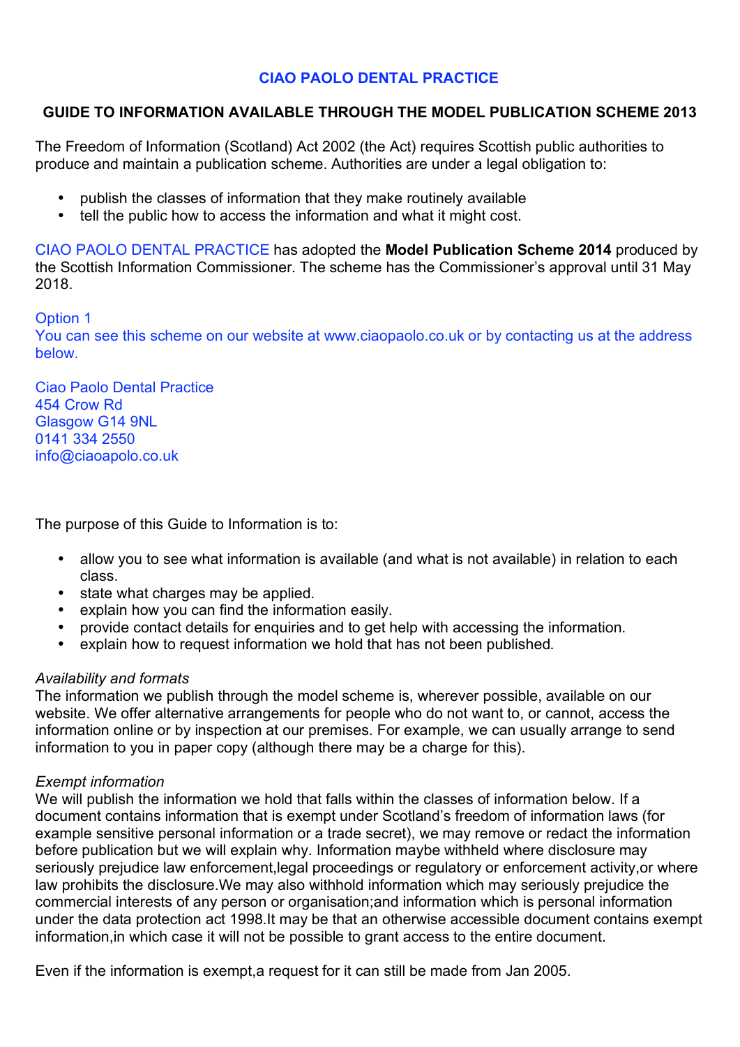# CIAO PAOLO DENTAL PRACTICE

## GUIDE TO INFORMATION AVAILABLE THROUGH THE MODEL PUBLICATION SCHEME 2013

The Freedom of Information (Scotland) Act 2002 (the Act) requires Scottish public authorities to produce and maintain a publication scheme. Authorities are under a legal obligation to:

- publish the classes of information that they make routinely available
- tell the public how to access the information and what it might cost.

CIAO PAOLO DENTAL PRACTICE has adopted the **Model Publication Scheme 2014** produced by the Scottish Information Commissioner. The scheme has the Commissioner's approval until 31 May 2018.

Option 1
You can see this scheme on our website at www.ciaopaolo.co.uk or by contacting us at the address below.

Ciao Paolo Dental Practice
454 Crow Rd
Glasgow G14 9NL
0141 334 2550
info@ciaoapolo.co.uk

The purpose of this Guide to Information is to:

- allow you to see what information is available (and what is not available) in relation to each class.
- state what charges may be applied.
- explain how you can find the information easily.
- provide contact details for enquiries and to get help with accessing the information.
- explain how to request information we hold that has not been published.

*Availability and formats*
The information we publish through the model scheme is, wherever possible, available on our website. We offer alternative arrangements for people who do not want to, or cannot, access the information online or by inspection at our premises. For example, we can usually arrange to send information to you in paper copy (although there may be a charge for this).

*Exempt information*
We will publish the information we hold that falls within the classes of information below. If a document contains information that is exempt under Scotland's freedom of information laws (for example sensitive personal information or a trade secret), we may remove or redact the information before publication but we will explain why. Information maybe withheld where disclosure may seriously prejudice law enforcement,legal proceedings or regulatory or enforcement activity,or where law prohibits the disclosure.We may also withhold information which may seriously prejudice the commercial interests of any person or organisation;and information which is personal information under the data protection act 1998.It may be that an otherwise accessible document contains exempt information,in which case it will not be possible to grant access to the entire document.

Even if the information is exempt,a request for it can still be made from Jan 2005.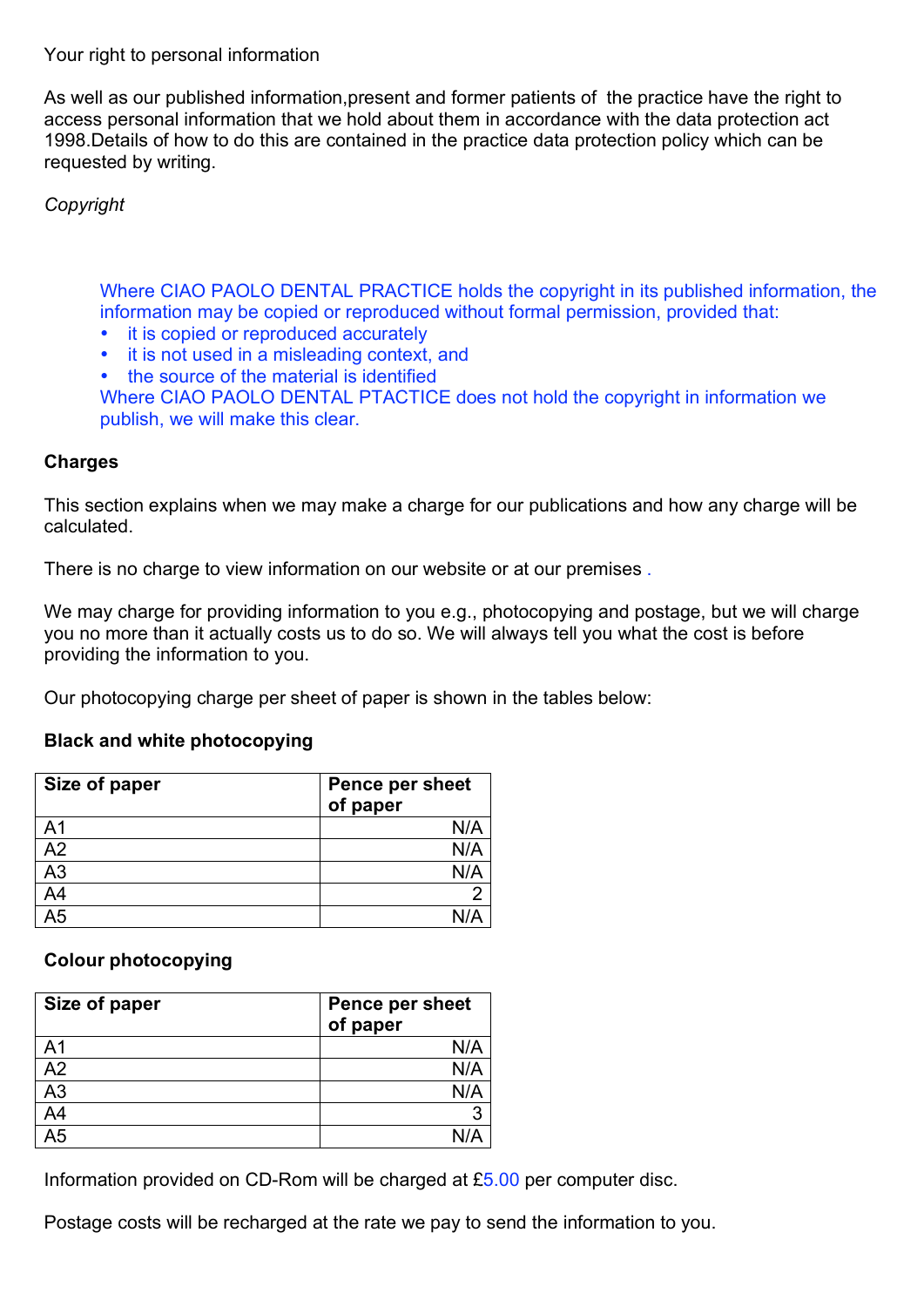Your right to personal information

As well as our published information,present and former patients of the practice have the right to access personal information that we hold about them in accordance with the data protection act 1998.Details of how to do this are contained in the practice data protection policy which can be requested by writing.

*Copyright*

> Where CIAO PAOLO DENTAL PRACTICE holds the copyright in its published information, the information may be copied or reproduced without formal permission, provided that:
>
> - it is copied or reproduced accurately
> - it is not used in a misleading context, and
> - the source of the material is identified
>
> Where CIAO PAOLO DENTAL PTACTICE does not hold the copyright in information we publish, we will make this clear.

**Charges**

This section explains when we may make a charge for our publications and how any charge will be calculated.

There is no charge to view information on our website or at our premises .

We may charge for providing information to you e.g., photocopying and postage, but we will charge you no more than it actually costs us to do so. We will always tell you what the cost is before providing the information to you.

Our photocopying charge per sheet of paper is shown in the tables below:

**Black and white photocopying**

| Size of paper | Pence per sheet of paper |
|---|---:|
| A1 | N/A |
| A2 | N/A |
| A3 | N/A |
| A4 | 2 |
| A5 | N/A |

**Colour photocopying**

| Size of paper | Pence per sheet of paper |
|---|---:|
| A1 | N/A |
| A2 | N/A |
| A3 | N/A |
| A4 | 3 |
| A5 | N/A |

Information provided on CD-Rom will be charged at £5.00 per computer disc.

Postage costs will be recharged at the rate we pay to send the information to you.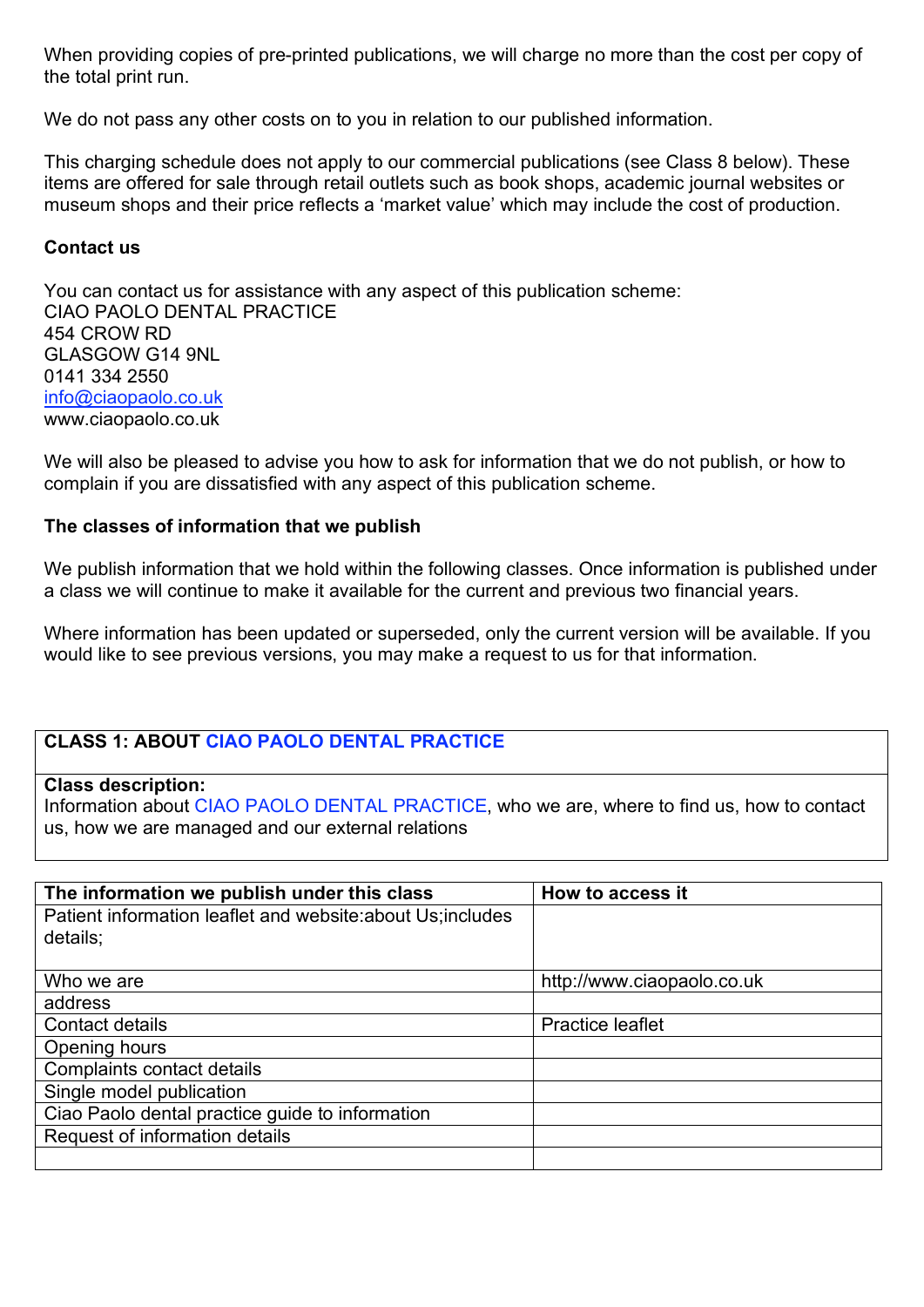When providing copies of pre-printed publications, we will charge no more than the cost per copy of the total print run.

We do not pass any other costs on to you in relation to our published information.

This charging schedule does not apply to our commercial publications (see Class 8 below). These items are offered for sale through retail outlets such as book shops, academic journal websites or museum shops and their price reflects a 'market value' which may include the cost of production.

**Contact us**

You can contact us for assistance with any aspect of this publication scheme:
CIAO PAOLO DENTAL PRACTICE
454 CROW RD
GLASGOW G14 9NL
0141 334 2550
info@ciaopaolo.co.uk
www.ciaopaolo.co.uk

We will also be pleased to advise you how to ask for information that we do not publish, or how to complain if you are dissatisfied with any aspect of this publication scheme.

**The classes of information that we publish**

We publish information that we hold within the following classes. Once information is published under a class we will continue to make it available for the current and previous two financial years.

Where information has been updated or superseded, only the current version will be available. If you would like to see previous versions, you may make a request to us for that information.

| CLASS 1: ABOUT CIAO PAOLO DENTAL PRACTICE |
|---|
| **Class description:**<br>Information about CIAO PAOLO DENTAL PRACTICE, who we are, where to find us, how to contact us, how we are managed and our external relations |

| The information we publish under this class | How to access it |
|---|---|
| Patient information leaflet and website:about Us;includes details; | |
| Who we are | http://www.ciaopaolo.co.uk |
| address | |
| Contact details | Practice leaflet |
| Opening hours | |
| Complaints contact details | |
| Single model publication | |
| Ciao Paolo dental practice guide to information | |
| Request of information details | |
| | |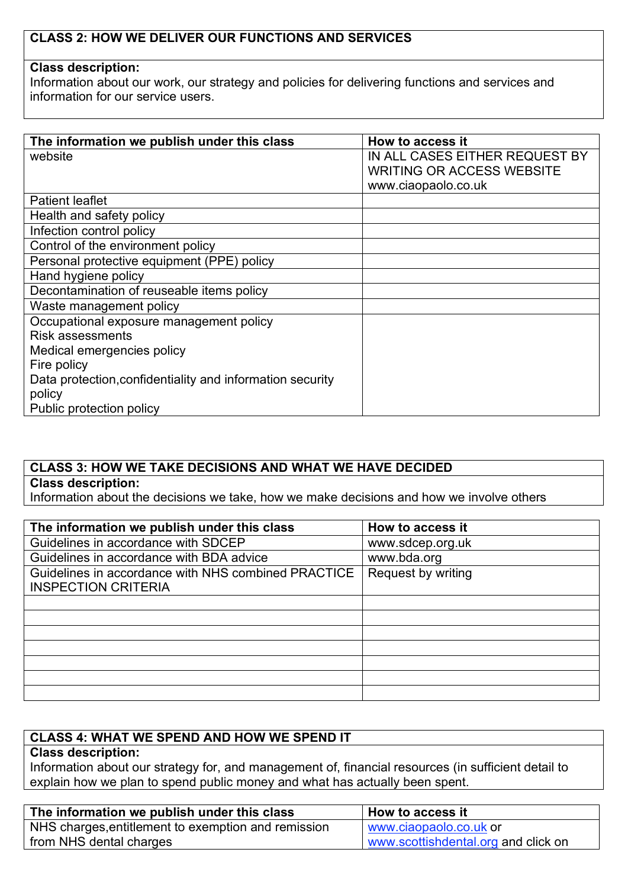| CLASS 2: HOW WE DELIVER OUR FUNCTIONS AND SERVICES |
|---|
| **Class description:**<br>Information about our work, our strategy and policies for delivering functions and services and information for our service users. |

| The information we publish under this class | How to access it |
|---|---|
| website | IN ALL CASES EITHER REQUEST BY WRITING OR ACCESS WEBSITE www.ciaopaolo.co.uk |
| Patient leaflet | |
| Health and safety policy | |
| Infection control policy | |
| Control of the environment policy | |
| Personal protective equipment (PPE) policy | |
| Hand hygiene policy | |
| Decontamination of reuseable items policy | |
| Waste management policy | |
| Occupational exposure management policy<br>Risk assessments<br>Medical emergencies policy<br>Fire policy<br>Data protection,confidentiality and information security policy<br>Public protection policy | |

| CLASS 3: HOW WE TAKE DECISIONS AND WHAT WE HAVE DECIDED |
|---|
| **Class description:**<br>Information about the decisions we take, how we make decisions and how we involve others |

| The information we publish under this class | How to access it |
|---|---|
| Guidelines in accordance with SDCEP | www.sdcep.org.uk |
| Guidelines in accordance with BDA advice | www.bda.org |
| Guidelines in accordance with NHS combined PRACTICE INSPECTION CRITERIA | Request by writing |
| | |
| | |
| | |
| | |
| | |
| | |
| | |

| CLASS 4: WHAT WE SPEND AND HOW WE SPEND IT |
|---|
| **Class description:**<br>Information about our strategy for, and management of, financial resources (in sufficient detail to explain how we plan to spend public money and what has actually been spent. |

| The information we publish under this class | How to access it |
|---|---|
| NHS charges,entitlement to exemption and remission from NHS dental charges | www.ciaopaolo.co.uk or www.scottishdental.org and click on |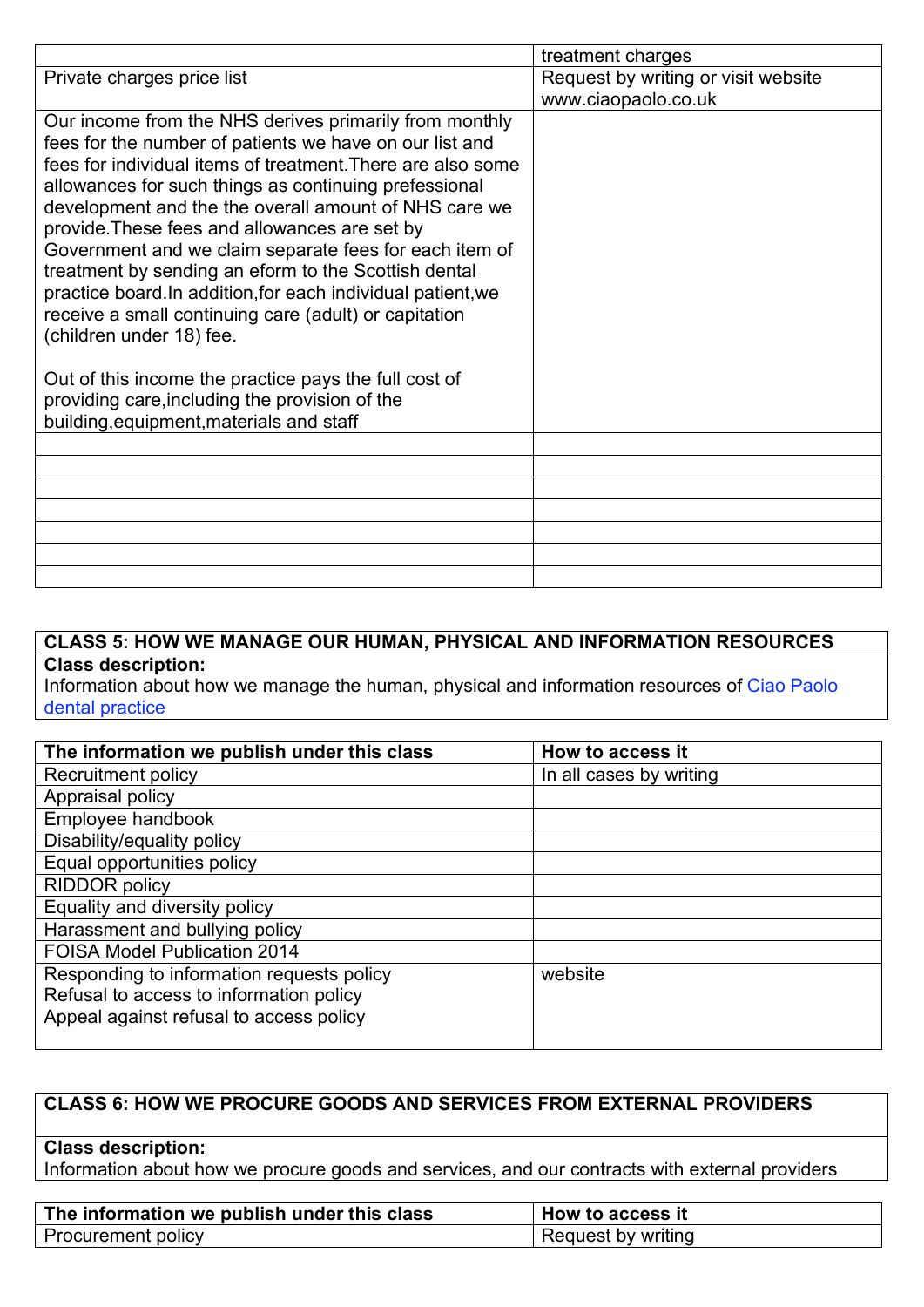| | treatment charges |
|---|---|
| Private charges price list | Request by writing or visit website www.ciaopaolo.co.uk |
| Our income from the NHS derives primarily from monthly fees for the number of patients we have on our list and fees for individual items of treatment.There are also some allowances for such things as continuing prefessional development and the the overall amount of NHS care we provide.These fees and allowances are set by Government and we claim separate fees for each item of treatment by sending an eform to the Scottish dental practice board.In addition,for each individual patient,we receive a small continuing care (adult) or capitation (children under 18) fee.<br><br>Out of this income the practice pays the full cost of providing care,including the provision of the building,equipment,materials and staff | |
| | |
| | |
| | |
| | |
| | |
| | |
| | |

**CLASS 5: HOW WE MANAGE OUR HUMAN, PHYSICAL AND INFORMATION RESOURCES**

**Class description:**
Information about how we manage the human, physical and information resources of Ciao Paolo dental practice

| The information we publish under this class | How to access it |
|---|---|
| Recruitment policy | In all cases by writing |
| Appraisal policy | |
| Employee handbook | |
| Disability/equality policy | |
| Equal opportunities policy | |
| RIDDOR policy | |
| Equality and diversity policy | |
| Harassment and bullying policy | |
| FOISA Model Publication 2014 | |
| Responding to information requests policy<br>Refusal to access to information policy<br>Appeal against refusal to access policy | website |

**CLASS 6: HOW WE PROCURE GOODS AND SERVICES FROM EXTERNAL PROVIDERS**

**Class description:**
Information about how we procure goods and services, and our contracts with external providers

| The information we publish under this class | How to access it |
|---|---|
| Procurement policy | Request by writing |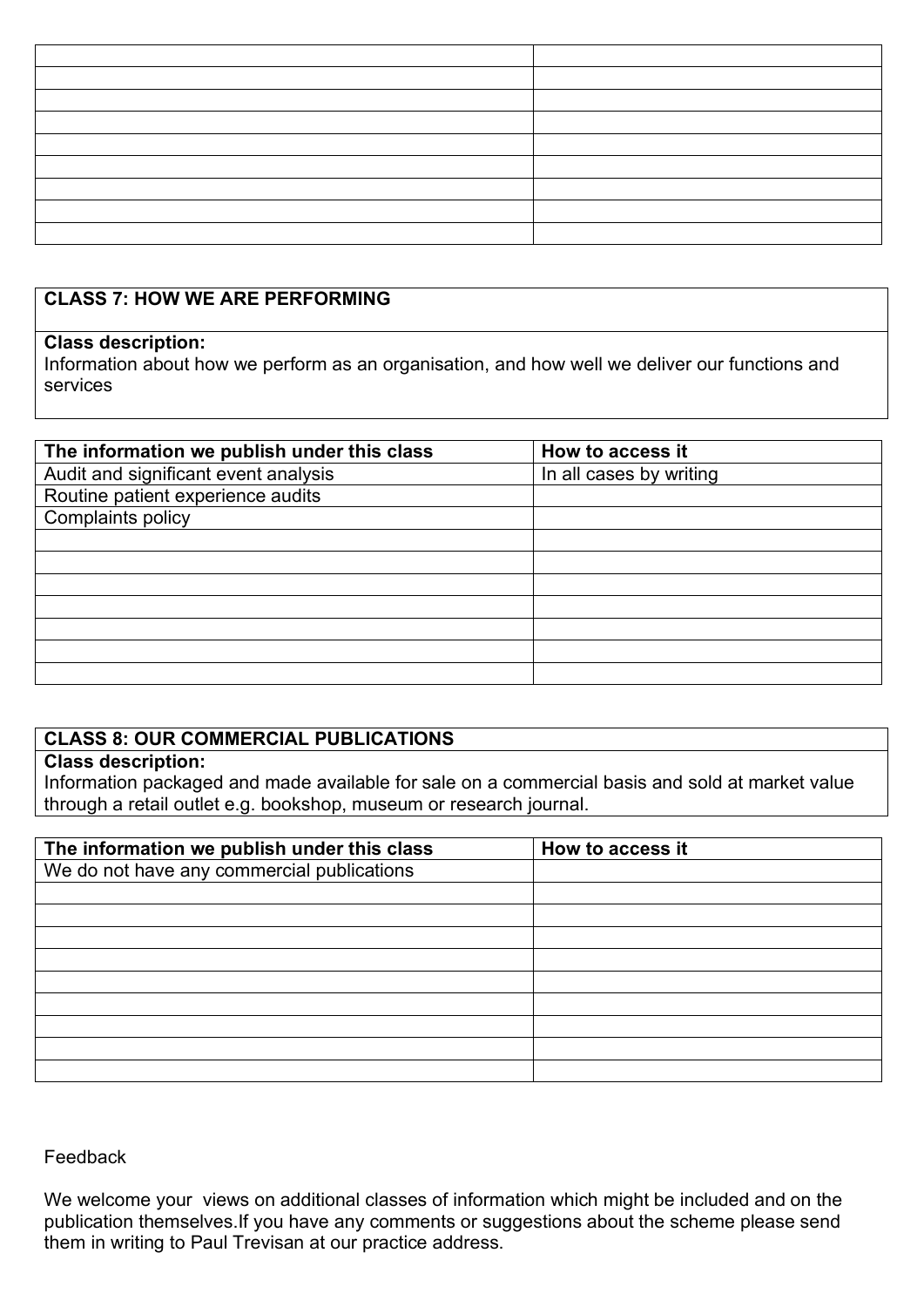| | |
|---|---|
| | |
| | |
| | |
| | |
| | |
| | |
| | |
| | |
| | |

## CLASS 7: HOW WE ARE PERFORMING

**Class description:**
Information about how we perform as an organisation, and how well we deliver our functions and services

| The information we publish under this class | How to access it |
|---|---|
| Audit and significant event analysis | In all cases by writing |
| Routine patient experience audits | |
| Complaints policy | |
| | |
| | |
| | |
| | |
| | |
| | |
| | |

## CLASS 8: OUR COMMERCIAL PUBLICATIONS

**Class description:**
Information packaged and made available for sale on a commercial basis and sold at market value through a retail outlet e.g. bookshop, museum or research journal.

| The information we publish under this class | How to access it |
|---|---|
| We do not have any commercial publications | |
| | |
| | |
| | |
| | |
| | |
| | |
| | |
| | |
| | |

Feedback

We welcome your views on additional classes of information which might be included and on the publication themselves.If you have any comments or suggestions about the scheme please send them in writing to Paul Trevisan at our practice address.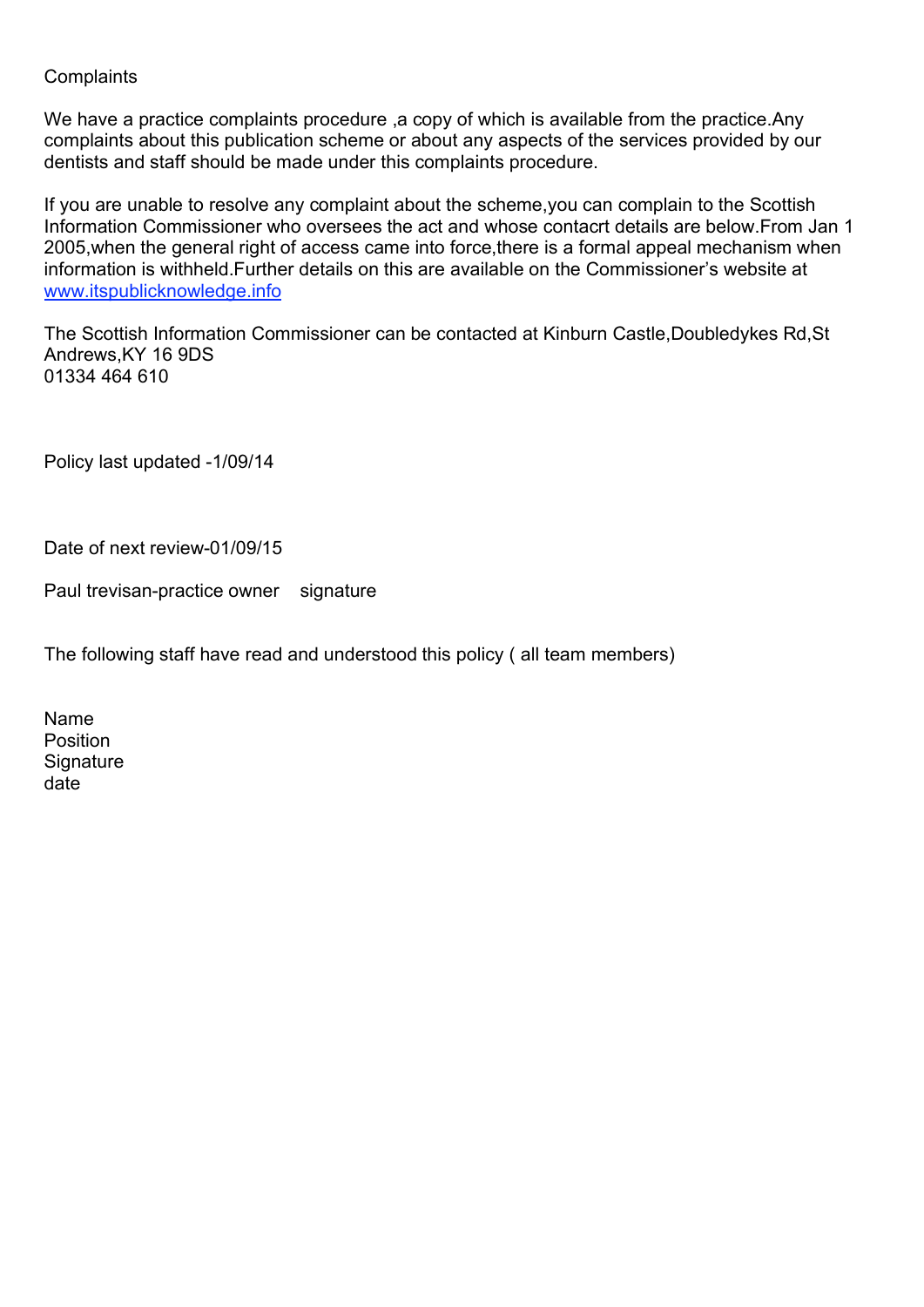Complaints

We have a practice complaints procedure ,a copy of which is available from the practice.Any complaints about this publication scheme or about any aspects of the services provided by our dentists and staff should be made under this complaints procedure.

If you are unable to resolve any complaint about the scheme,you can complain to the Scottish Information Commissioner who oversees the act and whose contacrt details are below.From Jan 1 2005,when the general right of access came into force,there is a formal appeal mechanism when information is withheld.Further details on this are available on the Commissioner's website at [www.itspublicknowledge.info](http://www.itspublicknowledge.info)

The Scottish Information Commissioner can be contacted at Kinburn Castle,Doubledykes Rd,St Andrews,KY 16 9DS
01334 464 610

Policy last updated -1/09/14

Date of next review-01/09/15

Paul trevisan-practice owner signature

The following staff have read and understood this policy ( all team members)

Name
Position
Signature
date